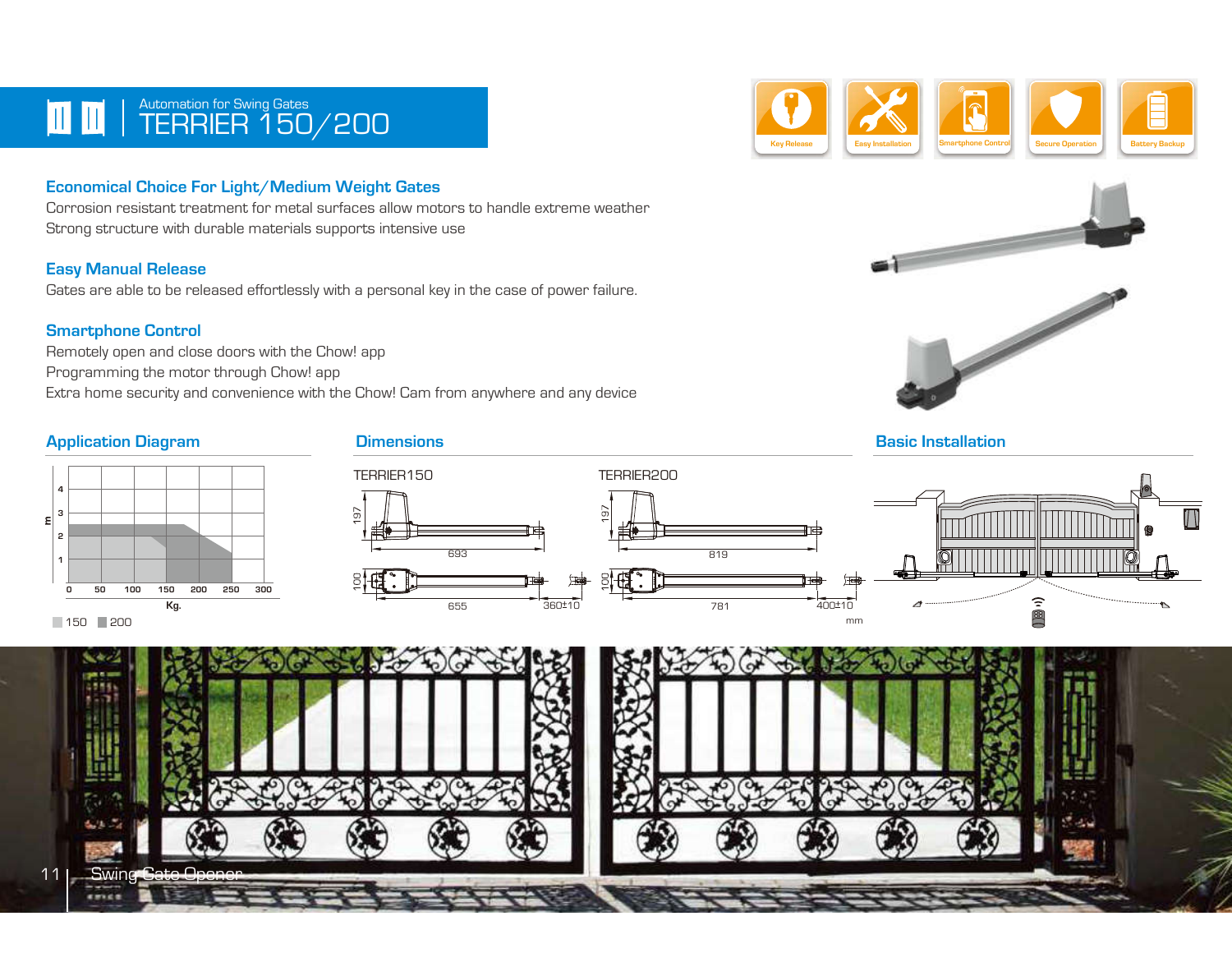Automation for Swing Gates

# TERRIER 150/200

Key Release | Easy Installation | Smartphone Control | Secure Operation | Battery Backup

## Economical Choice For Light/Medium Weight Gates

Corrosion resistant treatment for metal surfaces allow motors to handle extreme weather

Strong structure with durable materials supports intensive use

## Easy Manual Release

Gates are able to be released effortlessly with a personal key in the case of power failure.

## Smartphone Control

Remotely open and close doors with the Chow! app

Programming the motor through Chow! app

Extra home security and convenience with the Chow! Cam from anywhere and any device

## Application Diagram

m: 1, 2, 3, 4

Kg.: 0, 50, 100, 150, 200, 250, 300

150 · 200

## Dimensions

TERRIER150

197 · 693

100 · 655 · 360±10

TERRIER200

197 · 819

100 · 781 · 400±10

mm

## Basic Installation

Swing Gate Opener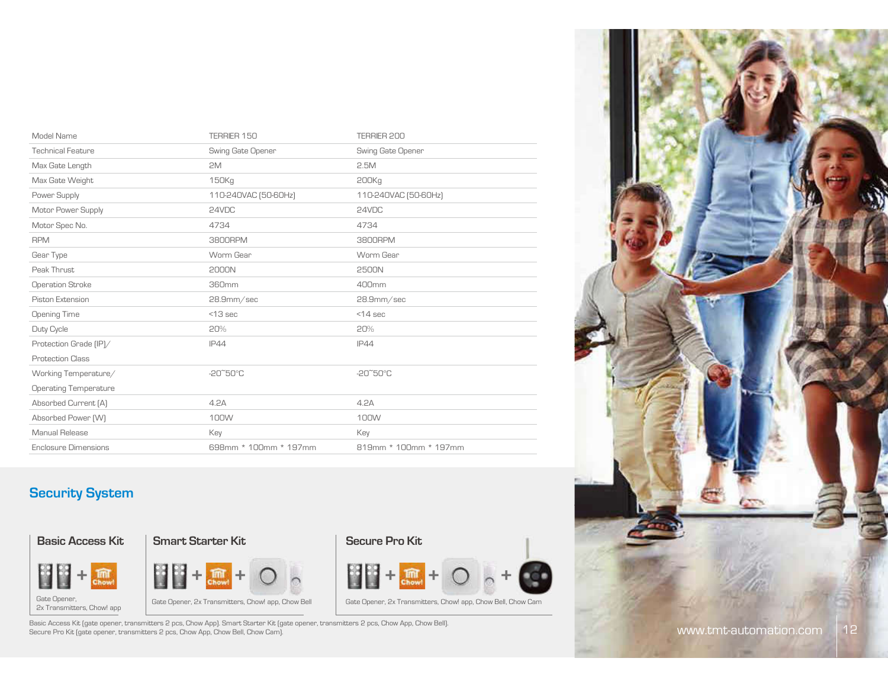| Model Name | TERRIER 150 | TERRIER 200 |
| --- | --- | --- |
| Technical Feature | Swing Gate Opener | Swing Gate Opener |
| Max Gate Length | 2M | 2.5M |
| Max Gate Weight | 150Kg | 200Kg |
| Power Supply | 110-240VAC (50-60Hz) | 110-240VAC (50-60Hz) |
| Motor Power Supply | 24VDC | 24VDC |
| Motor Spec No. | 4734 | 4734 |
| RPM | 3800RPM | 3800RPM |
| Gear Type | Worm Gear | Worm Gear |
| Peak Thrust | 2000N | 2500N |
| Operation Stroke | 360mm | 400mm |
| Piston Extension | 28.9mm/sec | 28.9mm/sec |
| Opening Time | <13 sec | <14 sec |
| Duty Cycle | 20% | 20% |
| Protection Grade (IP)/ Protection Class | IP44 | IP44 |
| Working Temperature/ Operating Temperature | -20~50°C | -20~50°C |
| Absorbed Current (A) | 4.2A | 4.2A |
| Absorbed Power (W) | 100W | 100W |
| Manual Release | Key | Key |
| Enclosure Dimensions | 698mm * 100mm * 197mm | 819mm * 100mm * 197mm |

## Security System

### Basic Access Kit

Gate Opener, 2x Transmitters, Chow! app

### Smart Starter Kit

Gate Opener, 2x Transmitters, Chow! app, Chow Bell

### Secure Pro Kit

Gate Opener, 2x Transmitters, Chow! app, Chow Bell, Chow Cam

Basic Access Kit (gate opener, transmitters 2 pcs, Chow App). Smart Starter Kit (gate opener, transmitters 2 pcs, Chow App, Chow Bell). Secure Pro Kit (gate opener, transmitters 2 pcs, Chow App, Chow Bell, Chow Cam).

www.tmt-automation.com